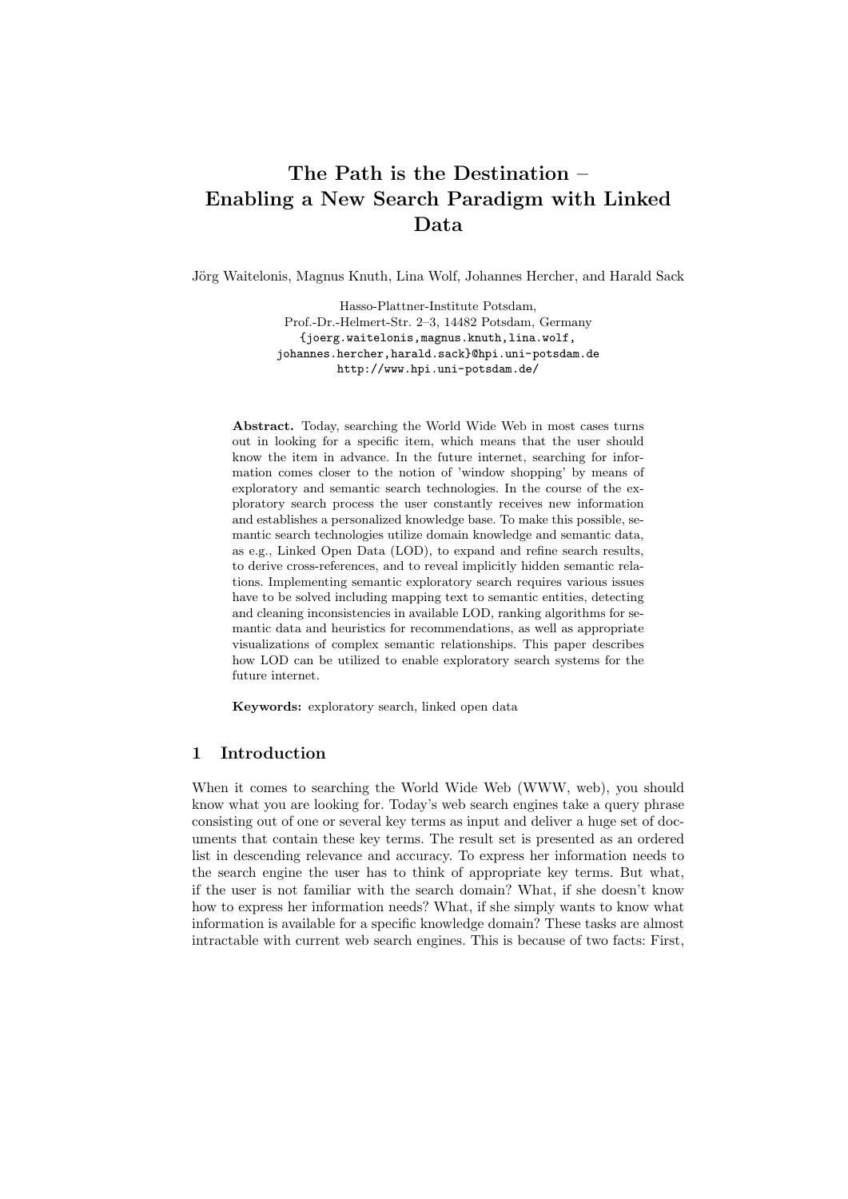# The Path is the Destination – Enabling a New Search Paradigm with Linked Data

Jörg Waitelonis, Magnus Knuth, Lina Wolf, Johannes Hercher, and Harald Sack

Hasso-Plattner-Institute Potsdam,
Prof.-Dr.-Helmert-Str. 2–3, 14482 Potsdam, Germany
{joerg.waitelonis,magnus.knuth,lina.wolf,
johannes.hercher,harald.sack}@hpi.uni-potsdam.de
http://www.hpi.uni-potsdam.de/

**Abstract.** Today, searching the World Wide Web in most cases turns out in looking for a specific item, which means that the user should know the item in advance. In the future internet, searching for information comes closer to the notion of 'window shopping' by means of exploratory and semantic search technologies. In the course of the exploratory search process the user constantly receives new information and establishes a personalized knowledge base. To make this possible, semantic search technologies utilize domain knowledge and semantic data, as e.g., Linked Open Data (LOD), to expand and refine search results, to derive cross-references, and to reveal implicitly hidden semantic relations. Implementing semantic exploratory search requires various issues have to be solved including mapping text to semantic entities, detecting and cleaning inconsistencies in available LOD, ranking algorithms for semantic data and heuristics for recommendations, as well as appropriate visualizations of complex semantic relationships. This paper describes how LOD can be utilized to enable exploratory search systems for the future internet.

**Keywords:** exploratory search, linked open data

## 1 Introduction

When it comes to searching the World Wide Web (WWW, web), you should know what you are looking for. Today's web search engines take a query phrase consisting out of one or several key terms as input and deliver a huge set of documents that contain these key terms. The result set is presented as an ordered list in descending relevance and accuracy. To express her information needs to the search engine the user has to think of appropriate key terms. But what, if the user is not familiar with the search domain? What, if she doesn't know how to express her information needs? What, if she simply wants to know what information is available for a specific knowledge domain? These tasks are almost intractable with current web search engines. This is because of two facts: First,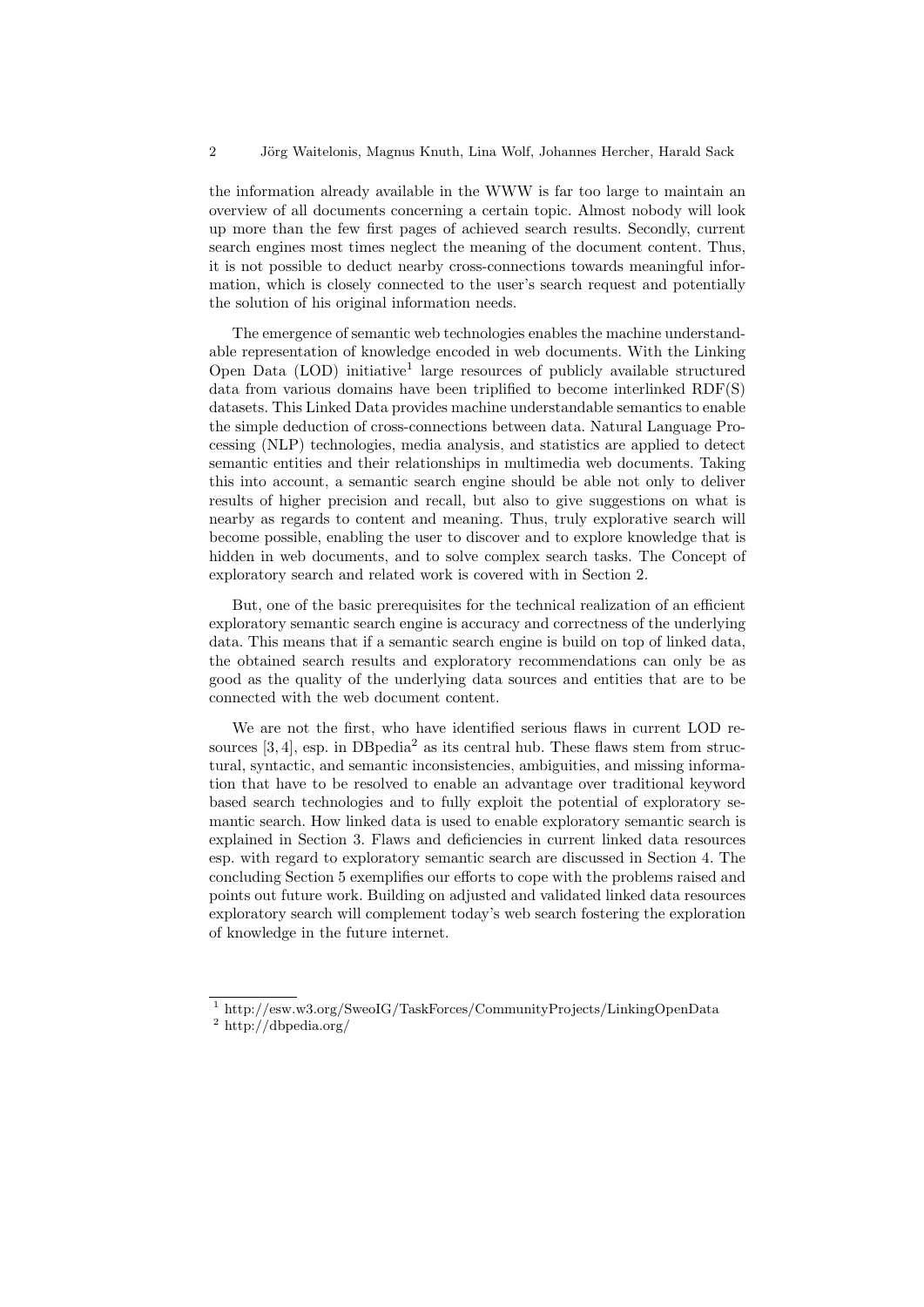the information already available in the WWW is far too large to maintain an overview of all documents concerning a certain topic. Almost nobody will look up more than the few first pages of achieved search results. Secondly, current search engines most times neglect the meaning of the document content. Thus, it is not possible to deduct nearby cross-connections towards meaningful information, which is closely connected to the user's search request and potentially the solution of his original information needs.

The emergence of semantic web technologies enables the machine understandable representation of knowledge encoded in web documents. With the Linking Open Data (LOD) initiative[1] large resources of publicly available structured data from various domains have been triplified to become interlinked RDF(S) datasets. This Linked Data provides machine understandable semantics to enable the simple deduction of cross-connections between data. Natural Language Processing (NLP) technologies, media analysis, and statistics are applied to detect semantic entities and their relationships in multimedia web documents. Taking this into account, a semantic search engine should be able not only to deliver results of higher precision and recall, but also to give suggestions on what is nearby as regards to content and meaning. Thus, truly explorative search will become possible, enabling the user to discover and to explore knowledge that is hidden in web documents, and to solve complex search tasks. The Concept of exploratory search and related work is covered with in Section 2.

But, one of the basic prerequisites for the technical realization of an efficient exploratory semantic search engine is accuracy and correctness of the underlying data. This means that if a semantic search engine is build on top of linked data, the obtained search results and exploratory recommendations can only be as good as the quality of the underlying data sources and entities that are to be connected with the web document content.

We are not the first, who have identified serious flaws in current LOD resources [3, 4], esp. in DBpedia[2] as its central hub. These flaws stem from structural, syntactic, and semantic inconsistencies, ambiguities, and missing information that have to be resolved to enable an advantage over traditional keyword based search technologies and to fully exploit the potential of exploratory semantic search. How linked data is used to enable exploratory semantic search is explained in Section 3. Flaws and deficiencies in current linked data resources esp. with regard to exploratory semantic search are discussed in Section 4. The concluding Section 5 exemplifies our efforts to cope with the problems raised and points out future work. Building on adjusted and validated linked data resources exploratory search will complement today's web search fostering the exploration of knowledge in the future internet.

[1] http://esw.w3.org/SweoIG/TaskForces/CommunityProjects/LinkingOpenData
[2] http://dbpedia.org/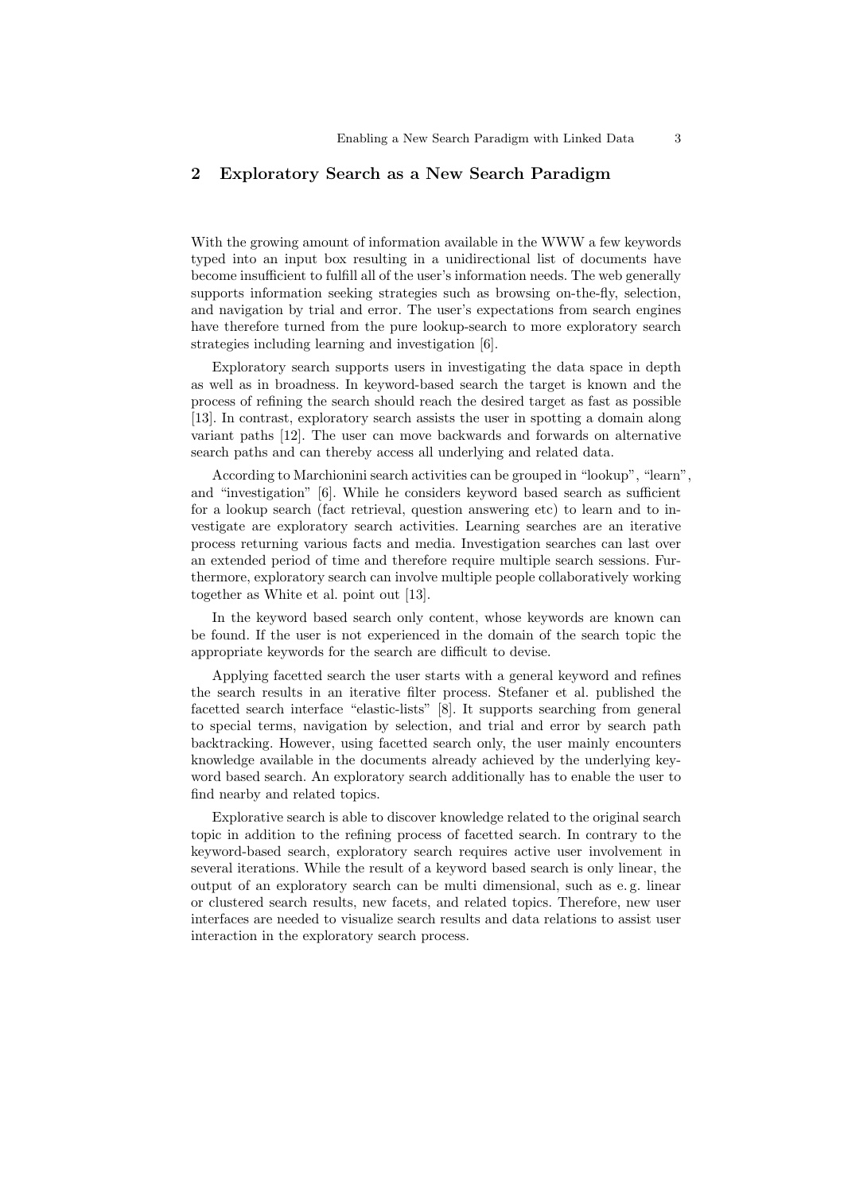## 2 Exploratory Search as a New Search Paradigm

With the growing amount of information available in the WWW a few keywords typed into an input box resulting in a unidirectional list of documents have become insufficient to fulfill all of the user's information needs. The web generally supports information seeking strategies such as browsing on-the-fly, selection, and navigation by trial and error. The user's expectations from search engines have therefore turned from the pure lookup-search to more exploratory search strategies including learning and investigation [6].

Exploratory search supports users in investigating the data space in depth as well as in broadness. In keyword-based search the target is known and the process of refining the search should reach the desired target as fast as possible [13]. In contrast, exploratory search assists the user in spotting a domain along variant paths [12]. The user can move backwards and forwards on alternative search paths and can thereby access all underlying and related data.

According to Marchionini search activities can be grouped in "lookup", "learn", and "investigation" [6]. While he considers keyword based search as sufficient for a lookup search (fact retrieval, question answering etc) to learn and to investigate are exploratory search activities. Learning searches are an iterative process returning various facts and media. Investigation searches can last over an extended period of time and therefore require multiple search sessions. Furthermore, exploratory search can involve multiple people collaboratively working together as White et al. point out [13].

In the keyword based search only content, whose keywords are known can be found. If the user is not experienced in the domain of the search topic the appropriate keywords for the search are difficult to devise.

Applying facetted search the user starts with a general keyword and refines the search results in an iterative filter process. Stefaner et al. published the facetted search interface "elastic-lists" [8]. It supports searching from general to special terms, navigation by selection, and trial and error by search path backtracking. However, using facetted search only, the user mainly encounters knowledge available in the documents already achieved by the underlying keyword based search. An exploratory search additionally has to enable the user to find nearby and related topics.

Explorative search is able to discover knowledge related to the original search topic in addition to the refining process of facetted search. In contrary to the keyword-based search, exploratory search requires active user involvement in several iterations. While the result of a keyword based search is only linear, the output of an exploratory search can be multi dimensional, such as e. g. linear or clustered search results, new facets, and related topics. Therefore, new user interfaces are needed to visualize search results and data relations to assist user interaction in the exploratory search process.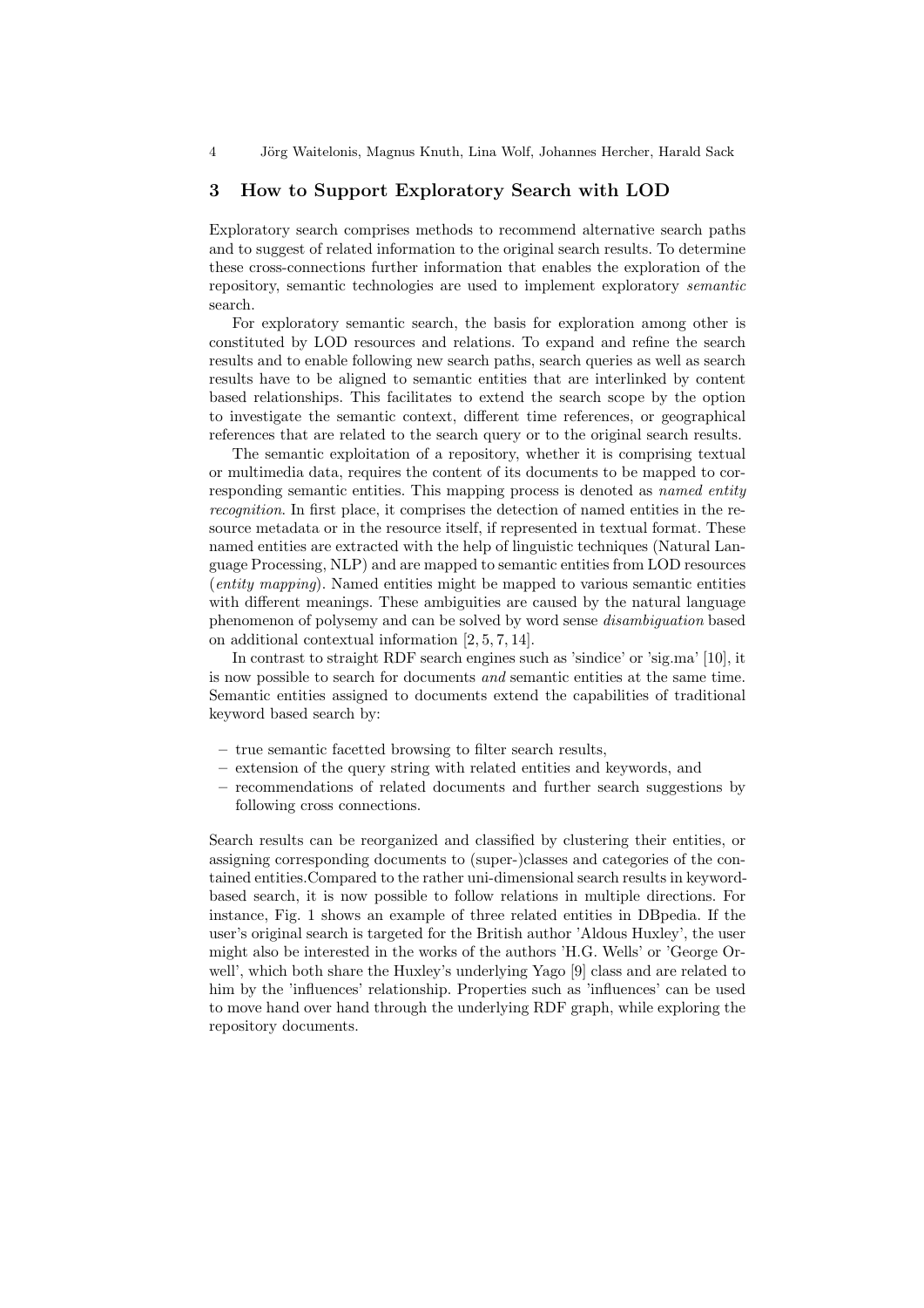## 3 How to Support Exploratory Search with LOD

Exploratory search comprises methods to recommend alternative search paths and to suggest of related information to the original search results. To determine these cross-connections further information that enables the exploration of the repository, semantic technologies are used to implement exploratory *semantic* search.

For exploratory semantic search, the basis for exploration among other is constituted by LOD resources and relations. To expand and refine the search results and to enable following new search paths, search queries as well as search results have to be aligned to semantic entities that are interlinked by content based relationships. This facilitates to extend the search scope by the option to investigate the semantic context, different time references, or geographical references that are related to the search query or to the original search results.

The semantic exploitation of a repository, whether it is comprising textual or multimedia data, requires the content of its documents to be mapped to corresponding semantic entities. This mapping process is denoted as *named entity recognition*. In first place, it comprises the detection of named entities in the resource metadata or in the resource itself, if represented in textual format. These named entities are extracted with the help of linguistic techniques (Natural Language Processing, NLP) and are mapped to semantic entities from LOD resources (*entity mapping*). Named entities might be mapped to various semantic entities with different meanings. These ambiguities are caused by the natural language phenomenon of polysemy and can be solved by word sense *disambiguation* based on additional contextual information [2, 5, 7, 14].

In contrast to straight RDF search engines such as 'sindice' or 'sig.ma' [10], it is now possible to search for documents *and* semantic entities at the same time. Semantic entities assigned to documents extend the capabilities of traditional keyword based search by:

- true semantic facetted browsing to filter search results,
- extension of the query string with related entities and keywords, and
- recommendations of related documents and further search suggestions by following cross connections.

Search results can be reorganized and classified by clustering their entities, or assigning corresponding documents to (super-)classes and categories of the contained entities.Compared to the rather uni-dimensional search results in keyword-based search, it is now possible to follow relations in multiple directions. For instance, Fig. 1 shows an example of three related entities in DBpedia. If the user's original search is targeted for the British author 'Aldous Huxley', the user might also be interested in the works of the authors 'H.G. Wells' or 'George Orwell', which both share the Huxley's underlying Yago [9] class and are related to him by the 'influences' relationship. Properties such as 'influences' can be used to move hand over hand through the underlying RDF graph, while exploring the repository documents.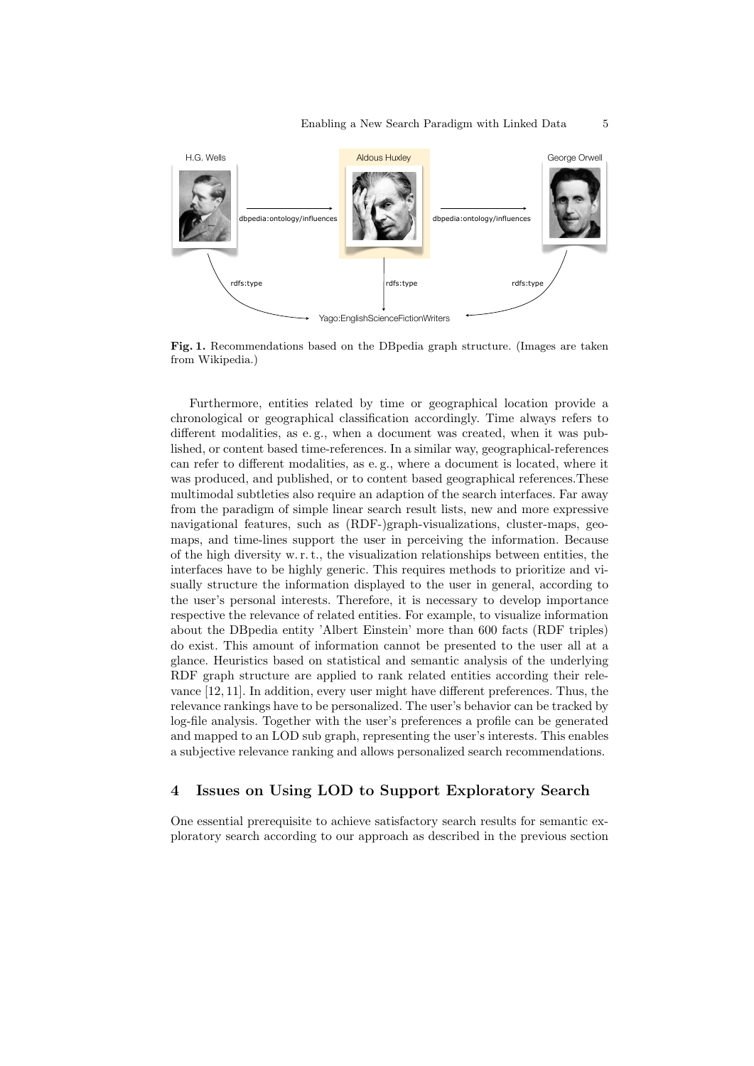**Fig. 1.** Recommendations based on the DBpedia graph structure. (Images are taken from Wikipedia.)

Furthermore, entities related by time or geographical location provide a chronological or geographical classification accordingly. Time always refers to different modalities, as e. g., when a document was created, when it was published, or content based time-references. In a similar way, geographical-references can refer to different modalities, as e. g., where a document is located, where it was produced, and published, or to content based geographical references.These multimodal subtleties also require an adaption of the search interfaces. Far away from the paradigm of simple linear search result lists, new and more expressive navigational features, such as (RDF-)graph-visualizations, cluster-maps, geo-maps, and time-lines support the user in perceiving the information. Because of the high diversity w. r. t., the visualization relationships between entities, the interfaces have to be highly generic. This requires methods to prioritize and visually structure the information displayed to the user in general, according to the user's personal interests. Therefore, it is necessary to develop importance respective the relevance of related entities. For example, to visualize information about the DBpedia entity 'Albert Einstein' more than 600 facts (RDF triples) do exist. This amount of information cannot be presented to the user all at a glance. Heuristics based on statistical and semantic analysis of the underlying RDF graph structure are applied to rank related entities according their relevance [12, 11]. In addition, every user might have different preferences. Thus, the relevance rankings have to be personalized. The user's behavior can be tracked by log-file analysis. Together with the user's preferences a profile can be generated and mapped to an LOD sub graph, representing the user's interests. This enables a subjective relevance ranking and allows personalized search recommendations.

## 4 Issues on Using LOD to Support Exploratory Search

One essential prerequisite to achieve satisfactory search results for semantic exploratory search according to our approach as described in the previous section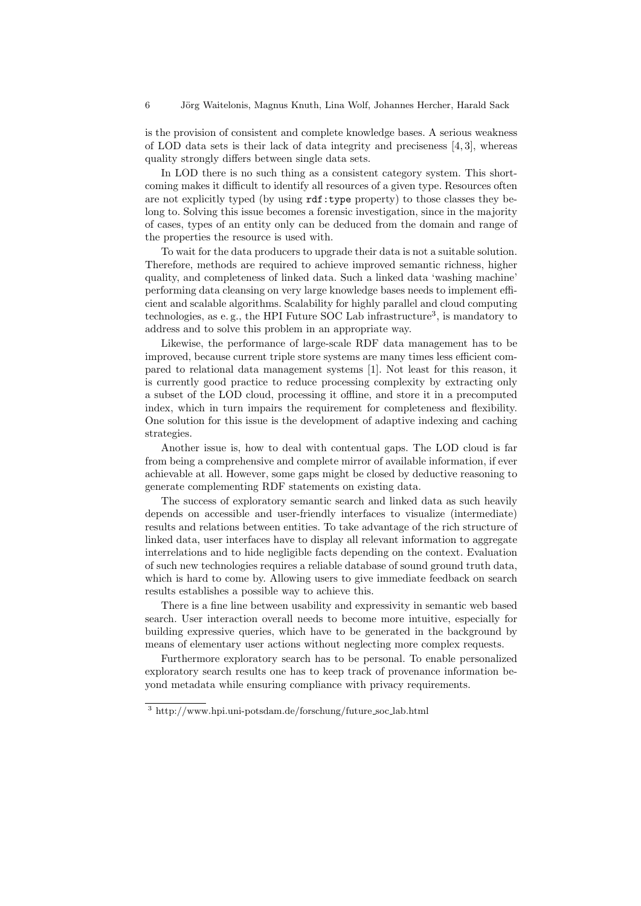is the provision of consistent and complete knowledge bases. A serious weakness of LOD data sets is their lack of data integrity and preciseness [4, 3], whereas quality strongly differs between single data sets.

In LOD there is no such thing as a consistent category system. This shortcoming makes it difficult to identify all resources of a given type. Resources often are not explicitly typed (by using `rdf:type` property) to those classes they belong to. Solving this issue becomes a forensic investigation, since in the majority of cases, types of an entity only can be deduced from the domain and range of the properties the resource is used with.

To wait for the data producers to upgrade their data is not a suitable solution. Therefore, methods are required to achieve improved semantic richness, higher quality, and completeness of linked data. Such a linked data 'washing machine' performing data cleansing on very large knowledge bases needs to implement efficient and scalable algorithms. Scalability for highly parallel and cloud computing technologies, as e. g., the HPI Future SOC Lab infrastructure[3], is mandatory to address and to solve this problem in an appropriate way.

Likewise, the performance of large-scale RDF data management has to be improved, because current triple store systems are many times less efficient compared to relational data management systems [1]. Not least for this reason, it is currently good practice to reduce processing complexity by extracting only a subset of the LOD cloud, processing it offline, and store it in a precomputed index, which in turn impairs the requirement for completeness and flexibility. One solution for this issue is the development of adaptive indexing and caching strategies.

Another issue is, how to deal with contentual gaps. The LOD cloud is far from being a comprehensive and complete mirror of available information, if ever achievable at all. However, some gaps might be closed by deductive reasoning to generate complementing RDF statements on existing data.

The success of exploratory semantic search and linked data as such heavily depends on accessible and user-friendly interfaces to visualize (intermediate) results and relations between entities. To take advantage of the rich structure of linked data, user interfaces have to display all relevant information to aggregate interrelations and to hide negligible facts depending on the context. Evaluation of such new technologies requires a reliable database of sound ground truth data, which is hard to come by. Allowing users to give immediate feedback on search results establishes a possible way to achieve this.

There is a fine line between usability and expressivity in semantic web based search. User interaction overall needs to become more intuitive, especially for building expressive queries, which have to be generated in the background by means of elementary user actions without neglecting more complex requests.

Furthermore exploratory search has to be personal. To enable personalized exploratory search results one has to keep track of provenance information beyond metadata while ensuring compliance with privacy requirements.

[3] http://www.hpi.uni-potsdam.de/forschung/future_soc_lab.html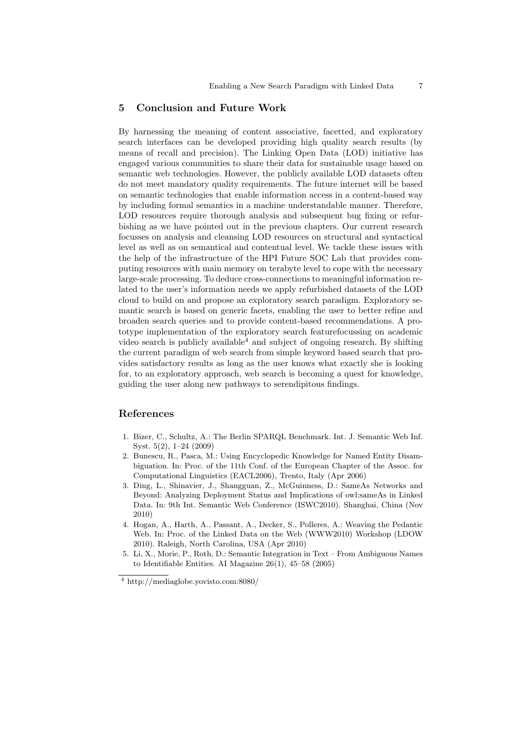## 5 Conclusion and Future Work

By harnessing the meaning of content associative, facetted, and exploratory search interfaces can be developed providing high quality search results (by means of recall and precision). The Linking Open Data (LOD) initiative has engaged various communities to share their data for sustainable usage based on semantic web technologies. However, the publicly available LOD datasets often do not meet mandatory quality requirements. The future internet will be based on semantic technologies that enable information access in a content-based way by including formal semantics in a machine understandable manner. Therefore, LOD resources require thorough analysis and subsequent bug fixing or refurbishing as we have pointed out in the previous chapters. Our current research focusses on analysis and cleansing LOD resources on structural and syntactical level as well as on semantical and contentual level. We tackle these issues with the help of the infrastructure of the HPI Future SOC Lab that provides computing resources with main memory on terabyte level to cope with the necessary large-scale processing. To deduce cross-connections to meaningful information related to the user's information needs we apply refurbished datasets of the LOD cloud to build on and propose an exploratory search paradigm. Exploratory semantic search is based on generic facets, enabling the user to better refine and broaden search queries and to provide content-based recommendations. A prototype implementation of the exploratory search featurefocussing on academic video search is publicly available[4] and subject of ongoing research. By shifting the current paradigm of web search from simple keyword based search that provides satisfactory results as long as the user knows what exactly she is looking for, to an exploratory approach, web search is becoming a quest for knowledge, guiding the user along new pathways to serendipitous findings.

## References

1. Bizer, C., Schultz, A.: The Berlin SPARQL Benchmark. Int. J. Semantic Web Inf. Syst. 5(2), 1–24 (2009)
2. Bunescu, R., Pasca, M.: Using Encyclopedic Knowledge for Named Entity Disambiguation. In: Proc. of the 11th Conf. of the European Chapter of the Assoc. for Computational Linguistics (EACL2006), Trento, Italy (Apr 2006)
3. Ding, L., Shinavier, J., Shangguan, Z., McGuinness, D.: SameAs Networks and Beyond: Analyzing Deployment Status and Implications of owl:sameAs in Linked Data. In: 9th Int. Semantic Web Conference (ISWC2010). Shanghai, China (Nov 2010)
4. Hogan, A., Harth, A., Passant, A., Decker, S., Polleres, A.: Weaving the Pedantic Web. In: Proc. of the Linked Data on the Web (WWW2010) Workshop (LDOW 2010). Raleigh, North Carolina, USA (Apr 2010)
5. Li, X., Morie, P., Roth, D.: Semantic Integration in Text – From Ambiguous Names to Identifiable Entities. AI Magazine 26(1), 45–58 (2005)

[4] http://mediaglobe.yovisto.com:8080/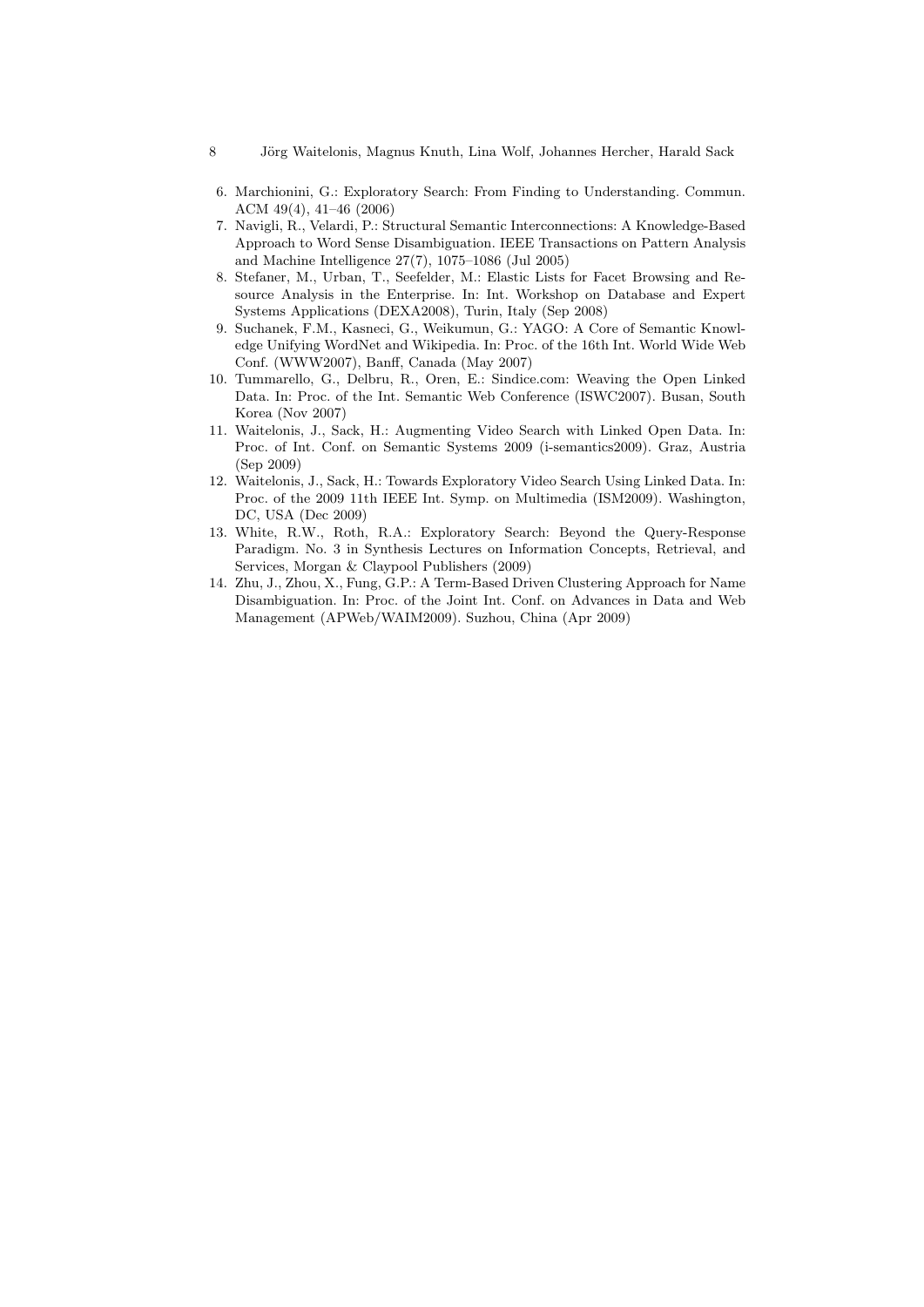6. Marchionini, G.: Exploratory Search: From Finding to Understanding. Commun. ACM 49(4), 41–46 (2006)
7. Navigli, R., Velardi, P.: Structural Semantic Interconnections: A Knowledge-Based Approach to Word Sense Disambiguation. IEEE Transactions on Pattern Analysis and Machine Intelligence 27(7), 1075–1086 (Jul 2005)
8. Stefaner, M., Urban, T., Seefelder, M.: Elastic Lists for Facet Browsing and Resource Analysis in the Enterprise. In: Int. Workshop on Database and Expert Systems Applications (DEXA2008), Turin, Italy (Sep 2008)
9. Suchanek, F.M., Kasneci, G., Weikumun, G.: YAGO: A Core of Semantic Knowledge Unifying WordNet and Wikipedia. In: Proc. of the 16th Int. World Wide Web Conf. (WWW2007), Banff, Canada (May 2007)
10. Tummarello, G., Delbru, R., Oren, E.: Sindice.com: Weaving the Open Linked Data. In: Proc. of the Int. Semantic Web Conference (ISWC2007). Busan, South Korea (Nov 2007)
11. Waitelonis, J., Sack, H.: Augmenting Video Search with Linked Open Data. In: Proc. of Int. Conf. on Semantic Systems 2009 (i-semantics2009). Graz, Austria (Sep 2009)
12. Waitelonis, J., Sack, H.: Towards Exploratory Video Search Using Linked Data. In: Proc. of the 2009 11th IEEE Int. Symp. on Multimedia (ISM2009). Washington, DC, USA (Dec 2009)
13. White, R.W., Roth, R.A.: Exploratory Search: Beyond the Query-Response Paradigm. No. 3 in Synthesis Lectures on Information Concepts, Retrieval, and Services, Morgan & Claypool Publishers (2009)
14. Zhu, J., Zhou, X., Fung, G.P.: A Term-Based Driven Clustering Approach for Name Disambiguation. In: Proc. of the Joint Int. Conf. on Advances in Data and Web Management (APWeb/WAIM2009). Suzhou, China (Apr 2009)